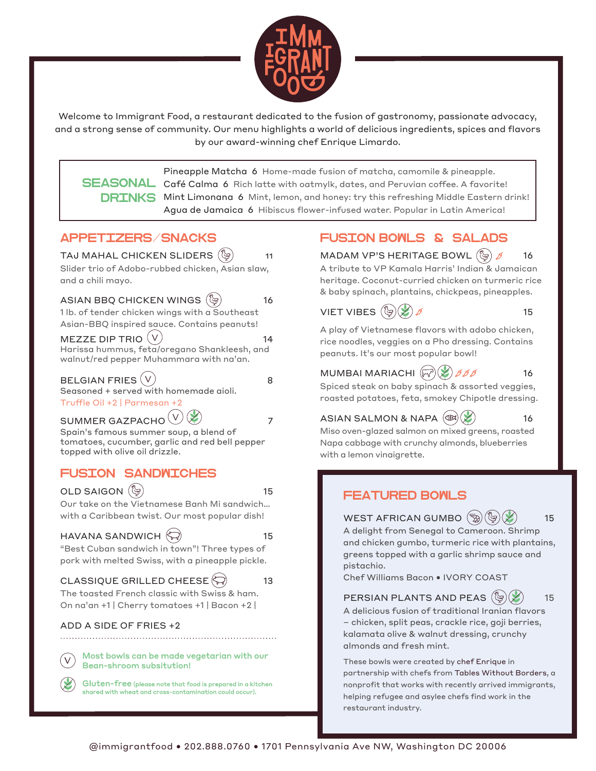# IMMIGRANT FOOD

Welcome to Immigrant Food, a restaurant dedicated to the fusion of gastronomy, passionate advocacy, and a strong sense of community. Our menu highlights a world of delicious ingredients, spices and flavors by our award-winning chef Enrique Limardo.

## SEASONAL DRINKS

- Pineapple Matcha 6 Home-made fusion of matcha, camomile & pineapple.
- Café Calma 6 Rich latte with oatmylk, dates, and Peruvian coffee. A favorite!
- Mint Limonana 6 Mint, lemon, and honey: try this refreshing Middle Eastern drink!
- Agua de Jamaica 6 Hibiscus flower-infused water. Popular in Latin America!

## APPETIZERS/SNACKS

**TAJ MAHAL CHICKEN SLIDERS** 11
Slider trio of Adobo-rubbed chicken, Asian slaw, and a chili mayo.

**ASIAN BBQ CHICKEN WINGS** 16
1 lb. of tender chicken wings with a Southeast Asian-BBQ inspired sauce. Contains peanuts!

**MEZZE DIP TRIO** (V) 14
Harissa hummus, feta/oregano Shankleesh, and walnut/red pepper Muhammara with na'an.

**BELGIAN FRIES** (V) 8
Seasoned + served with homemade aioli.
Truffle Oil +2 | Parmesan +2

**SUMMER GAZPACHO** (V) 7
Spain's famous summer soup, a blend of tomatoes, cucumber, garlic and red bell pepper topped with olive oil drizzle.

## FUSION SANDWICHES

**OLD SAIGON** 15
Our take on the Vietnamese Banh Mi sandwich... with a Caribbean twist. Our most popular dish!

**HAVANA SANDWICH** 15
"Best Cuban sandwich in town"! Three types of pork with melted Swiss, with a pineapple pickle.

**CLASSIQUE GRILLED CHEESE** 13
The toasted French classic with Swiss & ham.
On na'an +1 | Cherry tomatoes +1 | Bacon +2 |

**ADD A SIDE OF FRIES +2**

(V) Most bowls can be made vegetarian with our Bean-shroom subsitution!

Gluten-free (please note that food is prepared in a kitchen shared with wheat and cross-contamination could occur).

## FUSION BOWLS & SALADS

**MADAM VP'S HERITAGE BOWL** 16
A tribute to VP Kamala Harris' Indian & Jamaican heritage. Coconut-curried chicken on turmeric rice & baby spinach, plantains, chickpeas, pineapples.

**VIET VIBES** 15
A play of Vietnamese flavors with adobo chicken, rice noodles, veggies on a Pho dressing. Contains peanuts. It's our most popular bowl!

**MUMBAI MARIACHI** 16
Spiced steak on baby spinach & assorted veggies, roasted potatoes, feta, smokey Chipotle dressing.

**ASIAN SALMON & NAPA** 16
Miso oven-glazed salmon on mixed greens, roasted Napa cabbage with crunchy almonds, blueberries with a lemon vinaigrette.

## FEATURED BOWLS

**WEST AFRICAN GUMBO** 15
A delight from Senegal to Cameroon. Shrimp and chicken gumbo, turmeric rice with plantains, greens topped with a garlic shrimp sauce and pistachio.
Chef Williams Bacon • IVORY COAST

**PERSIAN PLANTS AND PEAS** 15
A delicious fusion of traditional Iranian flavors – chicken, split peas, crackle rice, goji berries, kalamata olive & walnut dressing, crunchy almonds and fresh mint.

These bowls were created by chef Enrique in partnership with chefs from Tables Without Borders, a nonprofit that works with recently arrived immigrants, helping refugee and asylee chefs find work in the restaurant industry.

@immigrantfood • 202.888.0760 • 1701 Pennsylvania Ave NW, Washington DC 20006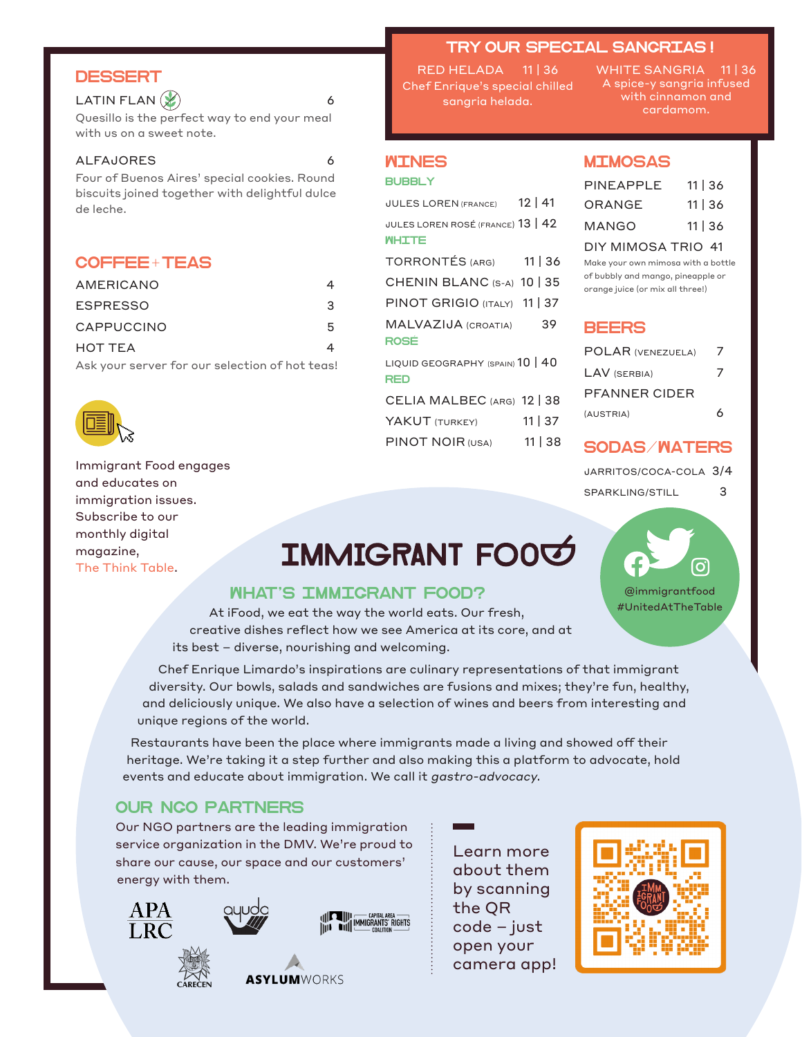## DESSERT

**LATIN FLAN** 6
Quesillo is the perfect way to end your meal with us on a sweet note.

**ALFAJORES** 6
Four of Buenos Aires' special cookies. Round biscuits joined together with delightful dulce de leche.

## COFFEE + TEAS

| | |
|---|---|
| AMERICANO | 4 |
| ESPRESSO | 3 |
| CAPPUCCINO | 5 |
| HOT TEA | 4 |

Ask your server for our selection of hot teas!

Immigrant Food engages and educates on immigration issues. Subscribe to our monthly digital magazine, The Think Table.

## TRY OUR SPECIAL SANGRIAS!

**RED HELADA** 11 | 36
Chef Enrique's special chilled sangria helada.

**WHITE SANGRIA** 11 | 36
A spice-y sangria infused with cinnamon and cardamom.

## WINES

### BUBBLY

| | |
|---|---|
| JULES LOREN (FRANCE) | 12 \| 41 |
| JULES LOREN ROSÉ (FRANCE) | 13 \| 42 |

### WHITE

| | |
|---|---|
| TORRONTÉS (ARG) | 11 \| 36 |
| CHENIN BLANC (S-A) | 10 \| 35 |
| PINOT GRIGIO (ITALY) | 11 \| 37 |
| MALVAZIJA (CROATIA) | 39 |

### ROSÉ

| | |
|---|---|
| LIQUID GEOGRAPHY (SPAIN) | 10 \| 40 |

### RED

| | |
|---|---|
| CELIA MALBEC (ARG) | 12 \| 38 |
| YAKUT (TURKEY) | 11 \| 37 |
| PINOT NOIR (USA) | 11 \| 38 |

## MIMOSAS

| | |
|---|---|
| PINEAPPLE | 11 \| 36 |
| ORANGE | 11 \| 36 |
| MANGO | 11 \| 36 |
| DIY MIMOSA TRIO | 41 |

Make your own mimosa with a bottle of bubbly and mango, pineapple or orange juice (or mix all three!)

## BEERS

| | |
|---|---|
| POLAR (VENEZUELA) | 7 |
| LAV (SERBIA) | 7 |
| PFANNER CIDER (AUSTRIA) | 6 |

## SODAS / WATERS

| | |
|---|---|
| JARRITOS/COCA-COLA | 3/4 |
| SPARKLING/STILL | 3 |

# IMMIGRANT FOOD

@immigrantfood
#UnitedAtTheTable

## WHAT'S IMMIGRANT FOOD?

At iFood, we eat the way the world eats. Our fresh, creative dishes reflect how we see America at its core, and at its best – diverse, nourishing and welcoming.

Chef Enrique Limardo's inspirations are culinary representations of that immigrant diversity. Our bowls, salads and sandwiches are fusions and mixes; they're fun, healthy, and deliciously unique. We also have a selection of wines and beers from interesting and unique regions of the world.

Restaurants have been the place where immigrants made a living and showed off their heritage. We're taking it a step further and also making this a platform to advocate, hold events and educate about immigration. We call it *gastro-advocacy*.

## OUR NGO PARTNERS

Our NGO partners are the leading immigration service organization in the DMV. We're proud to share our cause, our space and our customers' energy with them.

APA LRC
ayuda
Capital Area Immigrants' Rights Coalition
CARECEN
ASYLUMWORKS

Learn more about them by scanning the QR code – just open your camera app!